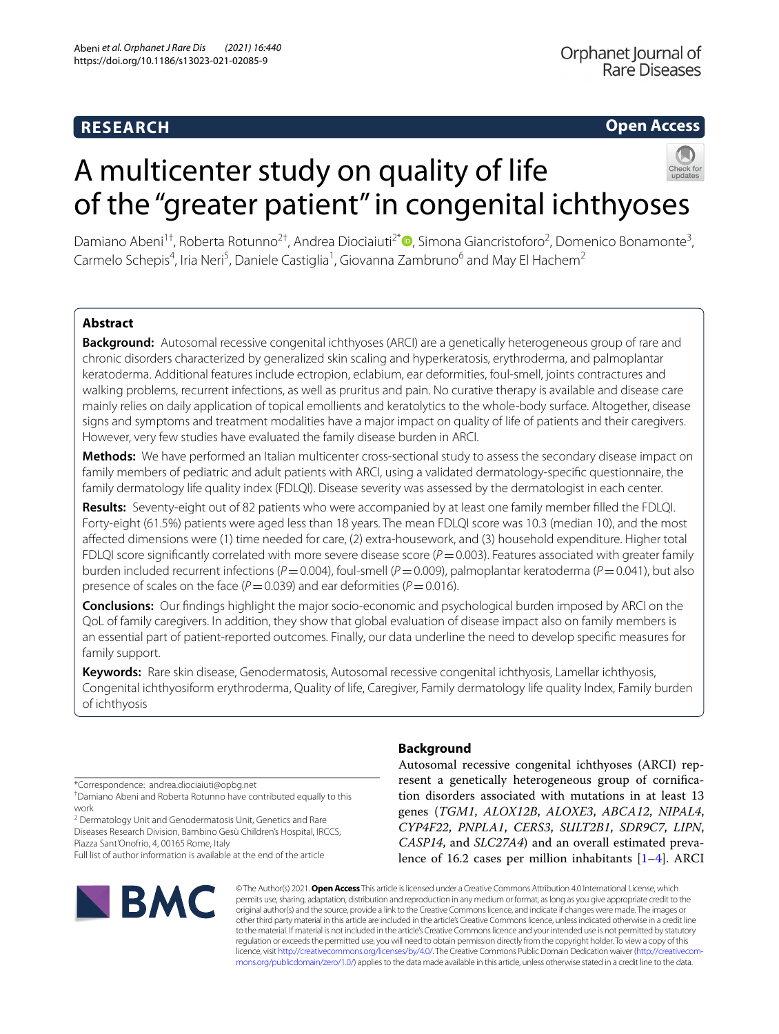RESEARCH

Open Access

# A multicenter study on quality of life of the "greater patient" in congenital ichthyoses

Damiano Abeni[1†], Roberta Rotunno[2†], Andrea Diociaiuti[2*], Simona Giancristoforo[2], Domenico Bonamonte[3], Carmelo Schepis[4], Iria Neri[5], Daniele Castiglia[1], Giovanna Zambruno[6] and May El Hachem[2]

## Abstract

**Background:** Autosomal recessive congenital ichthyoses (ARCI) are a genetically heterogeneous group of rare and chronic disorders characterized by generalized skin scaling and hyperkeratosis, erythroderma, and palmoplantar keratoderma. Additional features include ectropion, eclabium, ear deformities, foul-smell, joints contractures and walking problems, recurrent infections, as well as pruritus and pain. No curative therapy is available and disease care mainly relies on daily application of topical emollients and keratolytics to the whole-body surface. Altogether, disease signs and symptoms and treatment modalities have a major impact on quality of life of patients and their caregivers. However, very few studies have evaluated the family disease burden in ARCI.

**Methods:** We have performed an Italian multicenter cross-sectional study to assess the secondary disease impact on family members of pediatric and adult patients with ARCI, using a validated dermatology-specific questionnaire, the family dermatology life quality index (FDLQI). Disease severity was assessed by the dermatologist in each center.

**Results:** Seventy-eight out of 82 patients who were accompanied by at least one family member filled the FDLQI. Forty-eight (61.5%) patients were aged less than 18 years. The mean FDLQI score was 10.3 (median 10), and the most affected dimensions were (1) time needed for care, (2) extra-housework, and (3) household expenditure. Higher total FDLQI score significantly correlated with more severe disease score ($P=0.003$). Features associated with greater family burden included recurrent infections ($P=0.004$), foul-smell ($P=0.009$), palmoplantar keratoderma ($P=0.041$), but also presence of scales on the face ($P=0.039$) and ear deformities ($P=0.016$).

**Conclusions:** Our findings highlight the major socio-economic and psychological burden imposed by ARCI on the QoL of family caregivers. In addition, they show that global evaluation of disease impact also on family members is an essential part of patient-reported outcomes. Finally, our data underline the need to develop specific measures for family support.

**Keywords:** Rare skin disease, Genodermatosis, Autosomal recessive congenital ichthyosis, Lamellar ichthyosis, Congenital ichthyosiform erythroderma, Quality of life, Caregiver, Family dermatology life quality Index, Family burden of ichthyosis

## Background

Autosomal recessive congenital ichthyoses (ARCI) represent a genetically heterogeneous group of cornification disorders associated with mutations in at least 13 genes (*TGM1*, *ALOX12B*, *ALOXE3*, *ABCA12*, *NIPAL4*, *CYP4F22*, *PNPLA1*, *CERS3*, *SULT2B1*, *SDR9C7*, *LIPN*, *CASP14*, and *SLC27A4*) and an overall estimated prevalence of 16.2 cases per million inhabitants [1–4]. ARCI

*Correspondence: andrea.diociaiuti@opbg.net

†Damiano Abeni and Roberta Rotunno have contributed equally to this work

[2] Dermatology Unit and Genodermatosis Unit, Genetics and Rare Diseases Research Division, Bambino Gesù Children's Hospital, IRCCS, Piazza Sant'Onofrio, 4, 00165 Rome, Italy

Full list of author information is available at the end of the article

© The Author(s) 2021. **Open Access** This article is licensed under a Creative Commons Attribution 4.0 International License, which permits use, sharing, adaptation, distribution and reproduction in any medium or format, as long as you give appropriate credit to the original author(s) and the source, provide a link to the Creative Commons licence, and indicate if changes were made. The images or other third party material in this article are included in the article's Creative Commons licence, unless indicated otherwise in a credit line to the material. If material is not included in the article's Creative Commons licence and your intended use is not permitted by statutory regulation or exceeds the permitted use, you will need to obtain permission directly from the copyright holder. To view a copy of this licence, visit http://creativecommons.org/licenses/by/4.0/. The Creative Commons Public Domain Dedication waiver (http://creativecommons.org/publicdomain/zero/1.0/) applies to the data made available in this article, unless otherwise stated in a credit line to the data.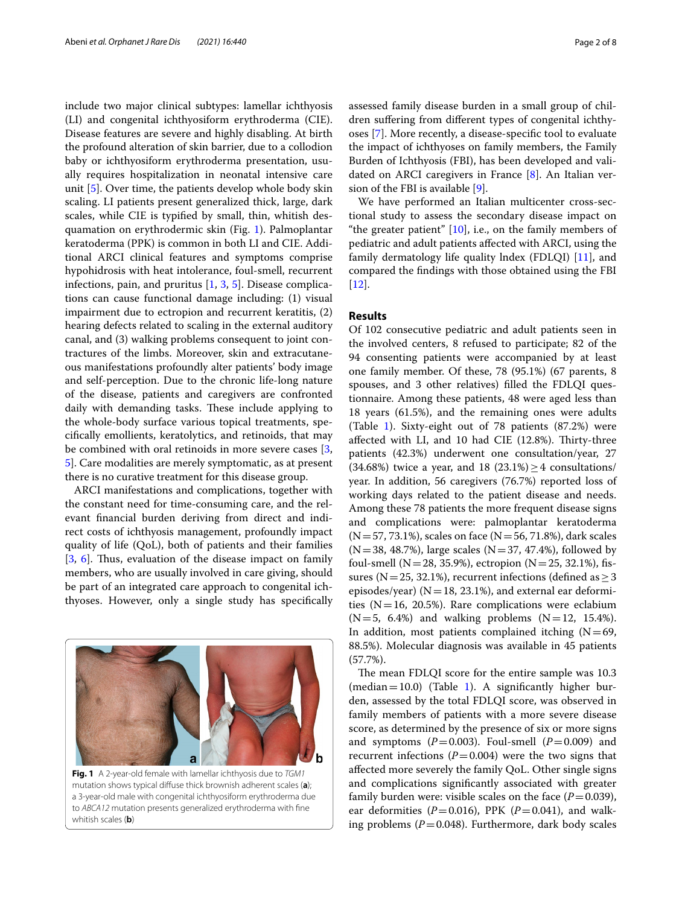include two major clinical subtypes: lamellar ichthyosis (LI) and congenital ichthyosiform erythroderma (CIE). Disease features are severe and highly disabling. At birth the profound alteration of skin barrier, due to a collodion baby or ichthyosiform erythroderma presentation, usually requires hospitalization in neonatal intensive care unit [5]. Over time, the patients develop whole body skin scaling. LI patients present generalized thick, large, dark scales, while CIE is typified by small, thin, whitish desquamation on erythrodermic skin (Fig. 1). Palmoplantar keratoderma (PPK) is common in both LI and CIE. Additional ARCI clinical features and symptoms comprise hypohidrosis with heat intolerance, foul-smell, recurrent infections, pain, and pruritus [1, 3, 5]. Disease complications can cause functional damage including: (1) visual impairment due to ectropion and recurrent keratitis, (2) hearing defects related to scaling in the external auditory canal, and (3) walking problems consequent to joint contractures of the limbs. Moreover, skin and extracutaneous manifestations profoundly alter patients' body image and self-perception. Due to the chronic life-long nature of the disease, patients and caregivers are confronted daily with demanding tasks. These include applying to the whole-body surface various topical treatments, specifically emollients, keratolytics, and retinoids, that may be combined with oral retinoids in more severe cases [3, 5]. Care modalities are merely symptomatic, as at present there is no curative treatment for this disease group.

ARCI manifestations and complications, together with the constant need for time-consuming care, and the relevant financial burden deriving from direct and indirect costs of ichthyosis management, profoundly impact quality of life (QoL), both of patients and their families [3, 6]. Thus, evaluation of the disease impact on family members, who are usually involved in care giving, should be part of an integrated care approach to congenital ichthyoses. However, only a single study has specifically

**Fig. 1** A 2-year-old female with lamellar ichthyosis due to *TGM1* mutation shows typical diffuse thick brownish adherent scales (**a**); a 3-year-old male with congenital ichthyosiform erythroderma due to *ABCA12* mutation presents generalized erythroderma with fine whitish scales (**b**)

assessed family disease burden in a small group of children suffering from different types of congenital ichthyoses [7]. More recently, a disease-specific tool to evaluate the impact of ichthyoses on family members, the Family Burden of Ichthyosis (FBI), has been developed and validated on ARCI caregivers in France [8]. An Italian version of the FBI is available [9].

We have performed an Italian multicenter cross-sectional study to assess the secondary disease impact on "the greater patient" [10], i.e., on the family members of pediatric and adult patients affected with ARCI, using the family dermatology life quality Index (FDLQI) [11], and compared the findings with those obtained using the FBI [12].

## Results

Of 102 consecutive pediatric and adult patients seen in the involved centers, 8 refused to participate; 82 of the 94 consenting patients were accompanied by at least one family member. Of these, 78 (95.1%) (67 parents, 8 spouses, and 3 other relatives) filled the FDLQI questionnaire. Among these patients, 48 were aged less than 18 years (61.5%), and the remaining ones were adults (Table 1). Sixty-eight out of 78 patients (87.2%) were affected with LI, and 10 had CIE (12.8%). Thirty-three patients (42.3%) underwent one consultation/year, 27 (34.68%) twice a year, and 18 (23.1%) $\geq$ 4 consultations/year. In addition, 56 caregivers (76.7%) reported loss of working days related to the patient disease and needs. Among these 78 patients the more frequent disease signs and complications were: palmoplantar keratoderma (N = 57, 73.1%), scales on face (N = 56, 71.8%), dark scales (N = 38, 48.7%), large scales (N = 37, 47.4%), followed by foul-smell (N = 28, 35.9%), ectropion (N = 25, 32.1%), fissures (N = 25, 32.1%), recurrent infections (defined as $\geq$ 3 episodes/year) (N = 18, 23.1%), and external ear deformities (N = 16, 20.5%). Rare complications were eclabium (N = 5, 6.4%) and walking problems (N = 12, 15.4%). In addition, most patients complained itching (N = 69, 88.5%). Molecular diagnosis was available in 45 patients (57.7%).

The mean FDLQI score for the entire sample was 10.3 (median = 10.0) (Table 1). A significantly higher burden, assessed by the total FDLQI score, was observed in family members of patients with a more severe disease score, as determined by the presence of six or more signs and symptoms ($P = 0.003$). Foul-smell ($P = 0.009$) and recurrent infections ($P = 0.004$) were the two signs that affected more severely the family QoL. Other single signs and complications significantly associated with greater family burden were: visible scales on the face ($P = 0.039$), ear deformities ($P = 0.016$), PPK ($P = 0.041$), and walking problems ($P = 0.048$). Furthermore, dark body scales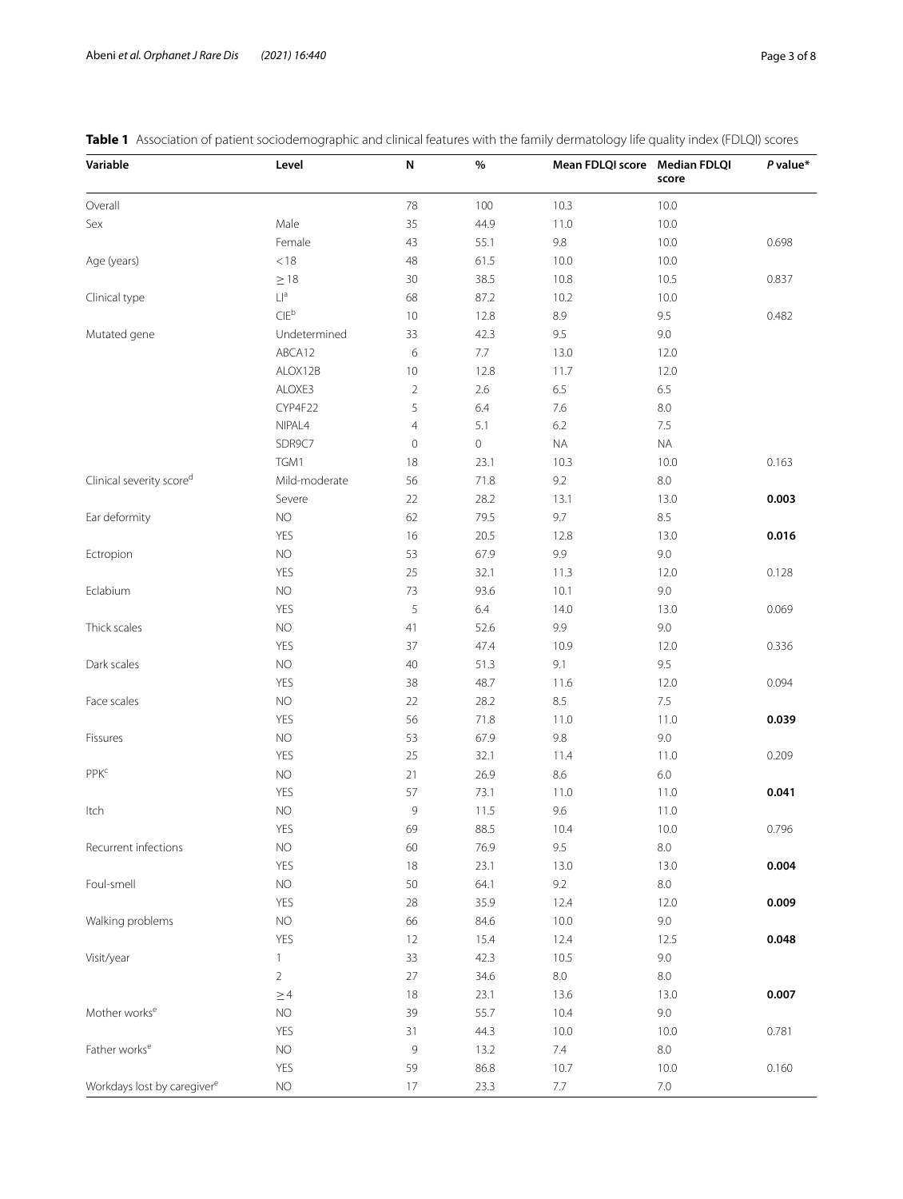**Table 1** Association of patient sociodemographic and clinical features with the family dermatology life quality index (FDLQI) scores

| Variable | Level | N | % | Mean FDLQI score | Median FDLQI score | *P* value* |
|---|---|---|---|---|---|---|
| Overall | | 78 | 100 | 10.3 | 10.0 | |
| Sex | Male | 35 | 44.9 | 11.0 | 10.0 | |
| | Female | 43 | 55.1 | 9.8 | 10.0 | 0.698 |
| Age (years) | < 18 | 48 | 61.5 | 10.0 | 10.0 | |
| | ≥ 18 | 30 | 38.5 | 10.8 | 10.5 | 0.837 |
| Clinical type | LI[a] | 68 | 87.2 | 10.2 | 10.0 | |
| | CIE[b] | 10 | 12.8 | 8.9 | 9.5 | 0.482 |
| Mutated gene | Undetermined | 33 | 42.3 | 9.5 | 9.0 | |
| | ABCA12 | 6 | 7.7 | 13.0 | 12.0 | |
| | ALOX12B | 10 | 12.8 | 11.7 | 12.0 | |
| | ALOXE3 | 2 | 2.6 | 6.5 | 6.5 | |
| | CYP4F22 | 5 | 6.4 | 7.6 | 8.0 | |
| | NIPAL4 | 4 | 5.1 | 6.2 | 7.5 | |
| | SDR9C7 | 0 | 0 | NA | NA | |
| | TGM1 | 18 | 23.1 | 10.3 | 10.0 | 0.163 |
| Clinical severity score[d] | Mild-moderate | 56 | 71.8 | 9.2 | 8.0 | |
| | Severe | 22 | 28.2 | 13.1 | 13.0 | **0.003** |
| Ear deformity | NO | 62 | 79.5 | 9.7 | 8.5 | |
| | YES | 16 | 20.5 | 12.8 | 13.0 | **0.016** |
| Ectropion | NO | 53 | 67.9 | 9.9 | 9.0 | |
| | YES | 25 | 32.1 | 11.3 | 12.0 | 0.128 |
| Eclabium | NO | 73 | 93.6 | 10.1 | 9.0 | |
| | YES | 5 | 6.4 | 14.0 | 13.0 | 0.069 |
| Thick scales | NO | 41 | 52.6 | 9.9 | 9.0 | |
| | YES | 37 | 47.4 | 10.9 | 12.0 | 0.336 |
| Dark scales | NO | 40 | 51.3 | 9.1 | 9.5 | |
| | YES | 38 | 48.7 | 11.6 | 12.0 | 0.094 |
| Face scales | NO | 22 | 28.2 | 8.5 | 7.5 | |
| | YES | 56 | 71.8 | 11.0 | 11.0 | **0.039** |
| Fissures | NO | 53 | 67.9 | 9.8 | 9.0 | |
| | YES | 25 | 32.1 | 11.4 | 11.0 | 0.209 |
| PPK[c] | NO | 21 | 26.9 | 8.6 | 6.0 | |
| | YES | 57 | 73.1 | 11.0 | 11.0 | **0.041** |
| Itch | NO | 9 | 11.5 | 9.6 | 11.0 | |
| | YES | 69 | 88.5 | 10.4 | 10.0 | 0.796 |
| Recurrent infections | NO | 60 | 76.9 | 9.5 | 8.0 | |
| | YES | 18 | 23.1 | 13.0 | 13.0 | **0.004** |
| Foul-smell | NO | 50 | 64.1 | 9.2 | 8.0 | |
| | YES | 28 | 35.9 | 12.4 | 12.0 | **0.009** |
| Walking problems | NO | 66 | 84.6 | 10.0 | 9.0 | |
| | YES | 12 | 15.4 | 12.4 | 12.5 | **0.048** |
| Visit/year | 1 | 33 | 42.3 | 10.5 | 9.0 | |
| | 2 | 27 | 34.6 | 8.0 | 8.0 | |
| | ≥ 4 | 18 | 23.1 | 13.6 | 13.0 | **0.007** |
| Mother works[e] | NO | 39 | 55.7 | 10.4 | 9.0 | |
| | YES | 31 | 44.3 | 10.0 | 10.0 | 0.781 |
| Father works[e] | NO | 9 | 13.2 | 7.4 | 8.0 | |
| | YES | 59 | 86.8 | 10.7 | 10.0 | 0.160 |
| Workdays lost by caregiver[e] | NO | 17 | 23.3 | 7.7 | 7.0 | |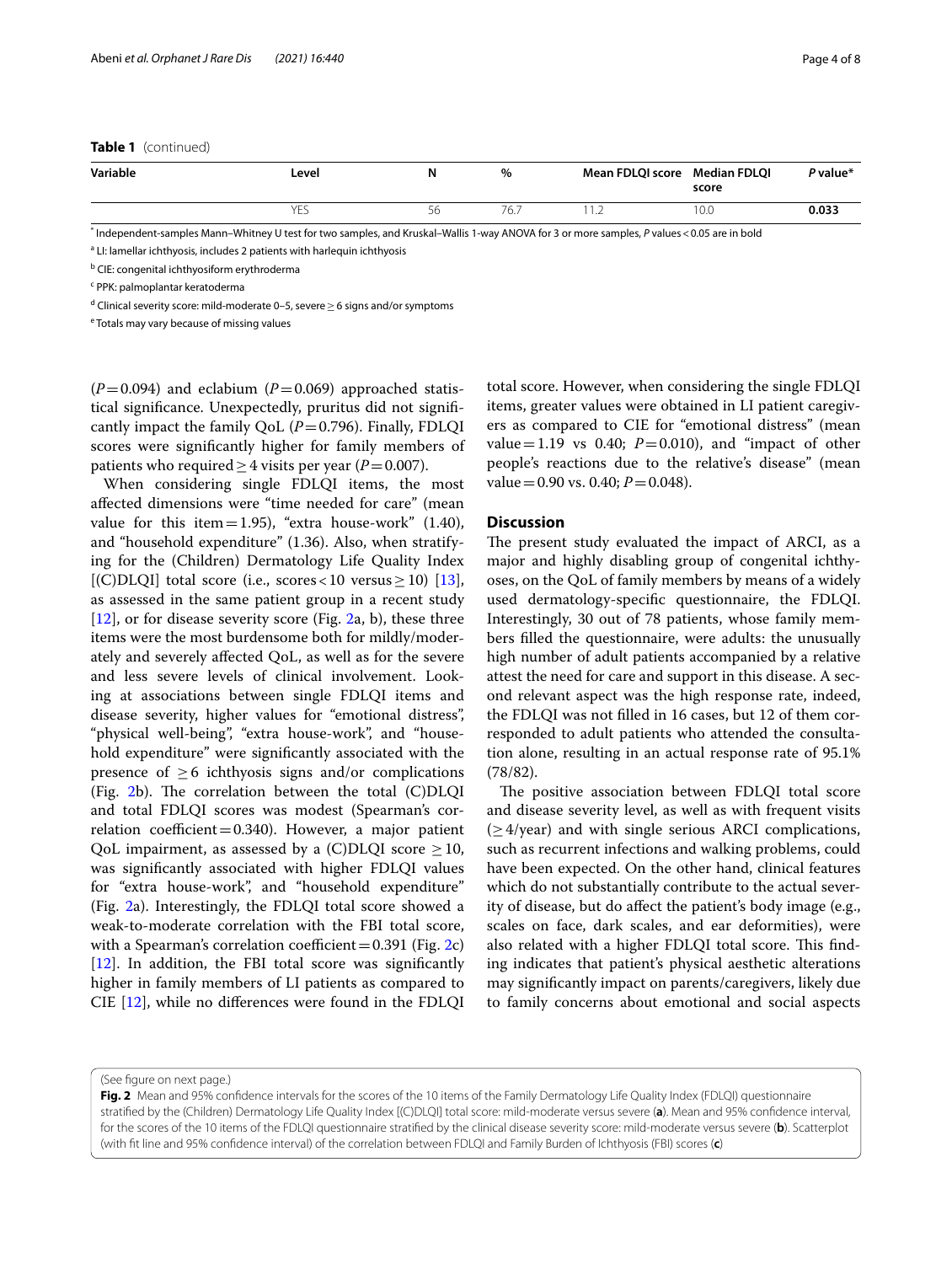**Table 1** (continued)

| Variable | Level | N | % | Mean FDLQI score | Median FDLQI score | *P* value* |
|---|---|---|---|---|---|---|
| | YES | 56 | 76.7 | 11.2 | 10.0 | **0.033** |

[*] Independent-samples Mann–Whitney U test for two samples, and Kruskal–Wallis 1-way ANOVA for 3 or more samples, *P* values < 0.05 are in bold

[a] LI: lamellar ichthyosis, includes 2 patients with harlequin ichthyosis

[b] CIE: congenital ichthyosiform erythroderma

[c] PPK: palmoplantar keratoderma

[d] Clinical severity score: mild-moderate 0–5, severe ≥ 6 signs and/or symptoms

[e] Totals may vary because of missing values

($P = 0.094$) and eclabium ($P = 0.069$) approached statistical significance. Unexpectedly, pruritus did not significantly impact the family QoL ($P = 0.796$). Finally, FDLQI scores were significantly higher for family members of patients who required ≥ 4 visits per year ($P = 0.007$).

When considering single FDLQI items, the most affected dimensions were "time needed for care" (mean value for this item = 1.95), "extra house-work" (1.40), and "household expenditure" (1.36). Also, when stratifying for the (Children) Dermatology Life Quality Index [(C)DLQI] total score (i.e., scores < 10 versus ≥ 10) [13], as assessed in the same patient group in a recent study [12], or for disease severity score (Fig. 2a, b), these three items were the most burdensome both for mildly/moderately and severely affected QoL, as well as for the severe and less severe levels of clinical involvement. Looking at associations between single FDLQI items and disease severity, higher values for "emotional distress", "physical well-being", "extra house-work", and "household expenditure" were significantly associated with the presence of ≥ 6 ichthyosis signs and/or complications (Fig. 2b). The correlation between the total (C)DLQI and total FDLQI scores was modest (Spearman's correlation coefficient = 0.340). However, a major patient QoL impairment, as assessed by a (C)DLQI score ≥ 10, was significantly associated with higher FDLQI values for "extra house-work", and "household expenditure" (Fig. 2a). Interestingly, the FDLQI total score showed a weak-to-moderate correlation with the FBI total score, with a Spearman's correlation coefficient = 0.391 (Fig. 2c) [12]. In addition, the FBI total score was significantly higher in family members of LI patients as compared to CIE [12], while no differences were found in the FDLQI total score. However, when considering the single FDLQI items, greater values were obtained in LI patient caregivers as compared to CIE for "emotional distress" (mean value = 1.19 vs 0.40; $P = 0.010$), and "impact of other people's reactions due to the relative's disease" (mean value = 0.90 vs. 0.40; $P = 0.048$).

## Discussion

The present study evaluated the impact of ARCI, as a major and highly disabling group of congenital ichthyoses, on the QoL of family members by means of a widely used dermatology-specific questionnaire, the FDLQI. Interestingly, 30 out of 78 patients, whose family members filled the questionnaire, were adults: the unusually high number of adult patients accompanied by a relative attest the need for care and support in this disease. A second relevant aspect was the high response rate, indeed, the FDLQI was not filled in 16 cases, but 12 of them corresponded to adult patients who attended the consultation alone, resulting in an actual response rate of 95.1% (78/82).

The positive association between FDLQI total score and disease severity level, as well as with frequent visits (≥ 4/year) and with single serious ARCI complications, such as recurrent infections and walking problems, could have been expected. On the other hand, clinical features which do not substantially contribute to the actual severity of disease, but do affect the patient's body image (e.g., scales on face, dark scales, and ear deformities), were also related with a higher FDLQI total score. This finding indicates that patient's physical aesthetic alterations may significantly impact on parents/caregivers, likely due to family concerns about emotional and social aspects

(See figure on next page.)

**Fig. 2** Mean and 95% confidence intervals for the scores of the 10 items of the Family Dermatology Life Quality Index (FDLQI) questionnaire stratified by the (Children) Dermatology Life Quality Index [(C)DLQI] total score: mild-moderate versus severe (**a**). Mean and 95% confidence interval, for the scores of the 10 items of the FDLQI questionnaire stratified by the clinical disease severity score: mild-moderate versus severe (**b**). Scatterplot (with fit line and 95% confidence interval) of the correlation between FDLQI and Family Burden of Ichthyosis (FBI) scores (**c**)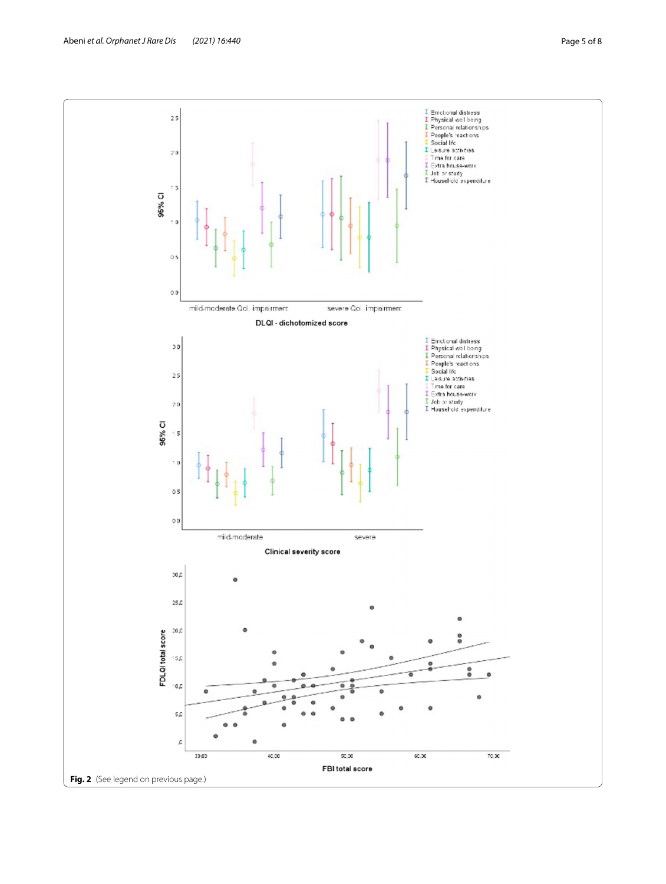**Fig. 2** (See legend on previous page.)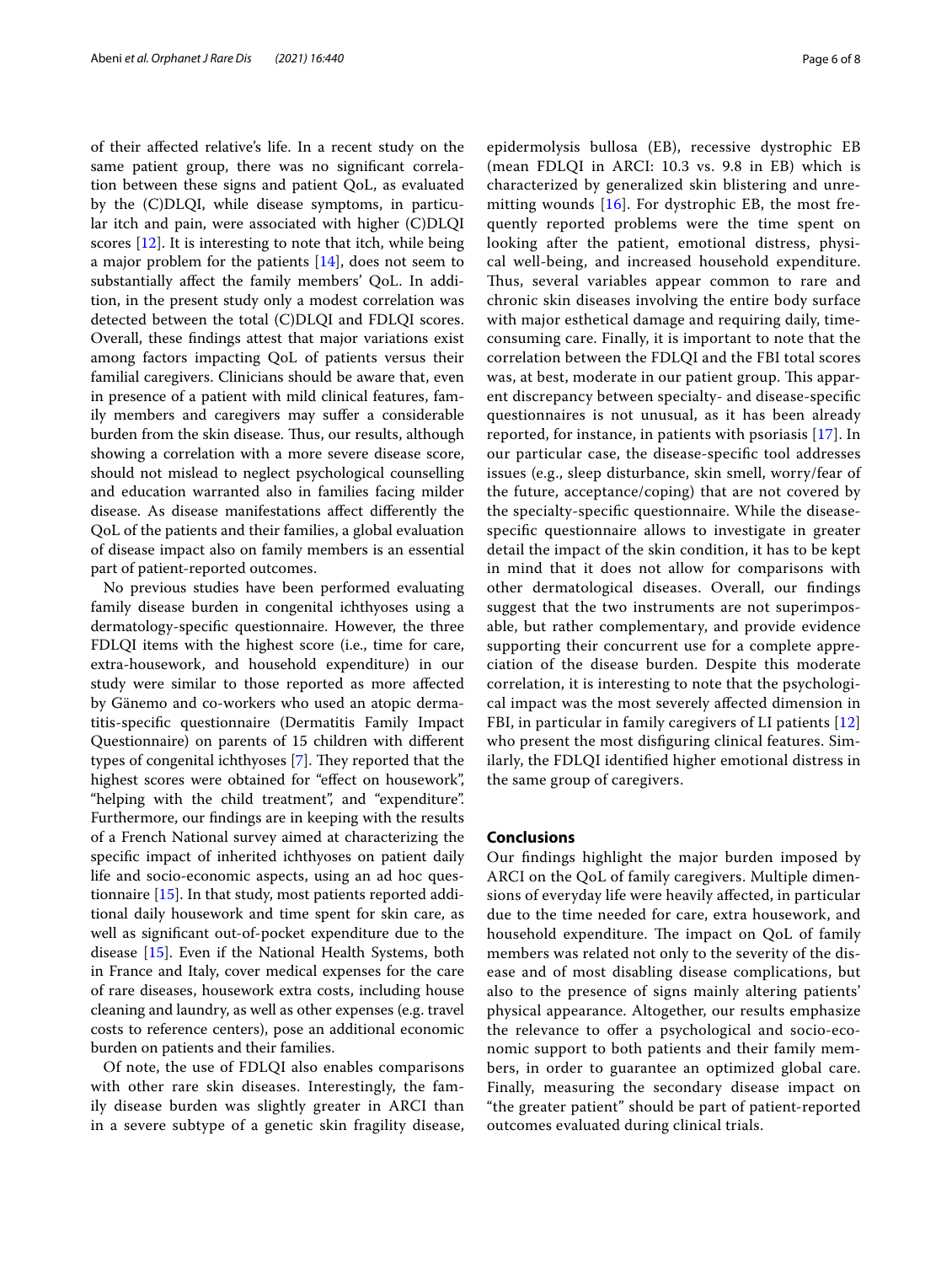of their affected relative's life. In a recent study on the same patient group, there was no significant correlation between these signs and patient QoL, as evaluated by the (C)DLQI, while disease symptoms, in particular itch and pain, were associated with higher (C)DLQI scores [12]. It is interesting to note that itch, while being a major problem for the patients [14], does not seem to substantially affect the family members' QoL. In addition, in the present study only a modest correlation was detected between the total (C)DLQI and FDLQI scores. Overall, these findings attest that major variations exist among factors impacting QoL of patients versus their familial caregivers. Clinicians should be aware that, even in presence of a patient with mild clinical features, family members and caregivers may suffer a considerable burden from the skin disease. Thus, our results, although showing a correlation with a more severe disease score, should not mislead to neglect psychological counselling and education warranted also in families facing milder disease. As disease manifestations affect differently the QoL of the patients and their families, a global evaluation of disease impact also on family members is an essential part of patient-reported outcomes.

No previous studies have been performed evaluating family disease burden in congenital ichthyoses using a dermatology-specific questionnaire. However, the three FDLQI items with the highest score (i.e., time for care, extra-housework, and household expenditure) in our study were similar to those reported as more affected by Gänemo and co-workers who used an atopic dermatitis-specific questionnaire (Dermatitis Family Impact Questionnaire) on parents of 15 children with different types of congenital ichthyoses [7]. They reported that the highest scores were obtained for "effect on housework", "helping with the child treatment", and "expenditure". Furthermore, our findings are in keeping with the results of a French National survey aimed at characterizing the specific impact of inherited ichthyoses on patient daily life and socio-economic aspects, using an ad hoc questionnaire [15]. In that study, most patients reported additional daily housework and time spent for skin care, as well as significant out-of-pocket expenditure due to the disease [15]. Even if the National Health Systems, both in France and Italy, cover medical expenses for the care of rare diseases, housework extra costs, including house cleaning and laundry, as well as other expenses (e.g. travel costs to reference centers), pose an additional economic burden on patients and their families.

Of note, the use of FDLQI also enables comparisons with other rare skin diseases. Interestingly, the family disease burden was slightly greater in ARCI than in a severe subtype of a genetic skin fragility disease, epidermolysis bullosa (EB), recessive dystrophic EB (mean FDLQI in ARCI: 10.3 vs. 9.8 in EB) which is characterized by generalized skin blistering and unremitting wounds [16]. For dystrophic EB, the most frequently reported problems were the time spent on looking after the patient, emotional distress, physical well-being, and increased household expenditure. Thus, several variables appear common to rare and chronic skin diseases involving the entire body surface with major esthetical damage and requiring daily, time-consuming care. Finally, it is important to note that the correlation between the FDLQI and the FBI total scores was, at best, moderate in our patient group. This apparent discrepancy between specialty- and disease-specific questionnaires is not unusual, as it has been already reported, for instance, in patients with psoriasis [17]. In our particular case, the disease-specific tool addresses issues (e.g., sleep disturbance, skin smell, worry/fear of the future, acceptance/coping) that are not covered by the specialty-specific questionnaire. While the disease-specific questionnaire allows to investigate in greater detail the impact of the skin condition, it has to be kept in mind that it does not allow for comparisons with other dermatological diseases. Overall, our findings suggest that the two instruments are not superimposable, but rather complementary, and provide evidence supporting their concurrent use for a complete appreciation of the disease burden. Despite this moderate correlation, it is interesting to note that the psychological impact was the most severely affected dimension in FBI, in particular in family caregivers of LI patients [12] who present the most disfiguring clinical features. Similarly, the FDLQI identified higher emotional distress in the same group of caregivers.

## Conclusions

Our findings highlight the major burden imposed by ARCI on the QoL of family caregivers. Multiple dimensions of everyday life were heavily affected, in particular due to the time needed for care, extra housework, and household expenditure. The impact on QoL of family members was related not only to the severity of the disease and of most disabling disease complications, but also to the presence of signs mainly altering patients' physical appearance. Altogether, our results emphasize the relevance to offer a psychological and socio-economic support to both patients and their family members, in order to guarantee an optimized global care. Finally, measuring the secondary disease impact on "the greater patient" should be part of patient-reported outcomes evaluated during clinical trials.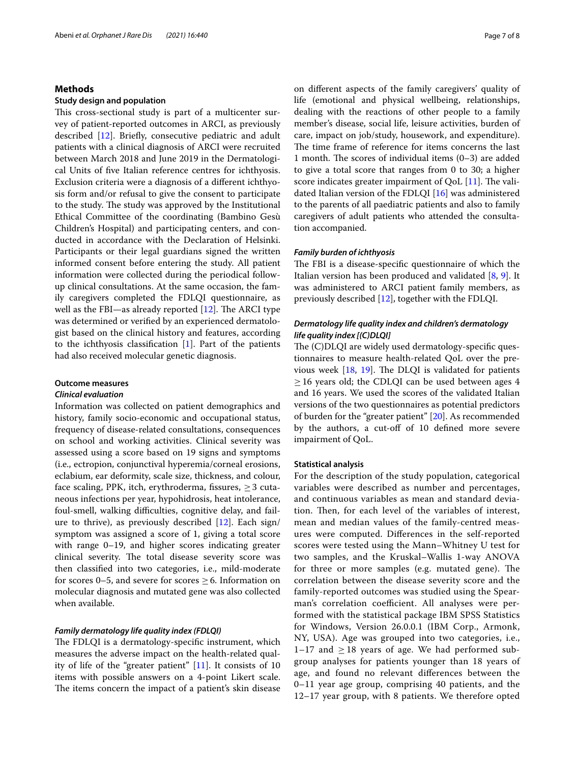## Methods

### Study design and population

This cross-sectional study is part of a multicenter survey of patient-reported outcomes in ARCI, as previously described [12]. Briefly, consecutive pediatric and adult patients with a clinical diagnosis of ARCI were recruited between March 2018 and June 2019 in the Dermatological Units of five Italian reference centres for ichthyosis. Exclusion criteria were a diagnosis of a different ichthyosis form and/or refusal to give the consent to participate to the study. The study was approved by the Institutional Ethical Committee of the coordinating (Bambino Gesù Children's Hospital) and participating centers, and conducted in accordance with the Declaration of Helsinki. Participants or their legal guardians signed the written informed consent before entering the study. All patient information were collected during the periodical follow-up clinical consultations. At the same occasion, the family caregivers completed the FDLQI questionnaire, as well as the FBI—as already reported [12]. The ARCI type was determined or verified by an experienced dermatologist based on the clinical history and features, according to the ichthyosis classification [1]. Part of the patients had also received molecular genetic diagnosis.

### Outcome measures

#### *Clinical evaluation*

Information was collected on patient demographics and history, family socio-economic and occupational status, frequency of disease-related consultations, consequences on school and working activities. Clinical severity was assessed using a score based on 19 signs and symptoms (i.e., ectropion, conjunctival hyperemia/corneal erosions, eclabium, ear deformity, scale size, thickness, and colour, face scaling, PPK, itch, erythroderma, fissures, $\geq 3$ cutaneous infections per year, hypohidrosis, heat intolerance, foul-smell, walking difficulties, cognitive delay, and failure to thrive), as previously described [12]. Each sign/symptom was assigned a score of 1, giving a total score with range 0–19, and higher scores indicating greater clinical severity. The total disease severity score was then classified into two categories, i.e., mild-moderate for scores 0–5, and severe for scores $\geq 6$. Information on molecular diagnosis and mutated gene was also collected when available.

#### *Family dermatology life quality index (FDLQI)*

The FDLQI is a dermatology-specific instrument, which measures the adverse impact on the health-related quality of life of the "greater patient" [11]. It consists of 10 items with possible answers on a 4-point Likert scale. The items concern the impact of a patient's skin disease on different aspects of the family caregivers' quality of life (emotional and physical wellbeing, relationships, dealing with the reactions of other people to a family member's disease, social life, leisure activities, burden of care, impact on job/study, housework, and expenditure). The time frame of reference for items concerns the last 1 month. The scores of individual items (0–3) are added to give a total score that ranges from 0 to 30; a higher score indicates greater impairment of QoL [11]. The validated Italian version of the FDLQI [16] was administered to the parents of all paediatric patients and also to family caregivers of adult patients who attended the consultation accompanied.

#### *Family burden of ichthyosis*

The FBI is a disease-specific questionnaire of which the Italian version has been produced and validated [8, 9]. It was administered to ARCI patient family members, as previously described [12], together with the FDLQI.

#### *Dermatology life quality index and children's dermatology life quality index [(C)DLQI]*

The (C)DLQI are widely used dermatology-specific questionnaires to measure health-related QoL over the previous week [18, 19]. The DLQI is validated for patients $\geq 16$ years old; the CDLQI can be used between ages 4 and 16 years. We used the scores of the validated Italian versions of the two questionnaires as potential predictors of burden for the "greater patient" [20]. As recommended by the authors, a cut-off of 10 defined more severe impairment of QoL.

### Statistical analysis

For the description of the study population, categorical variables were described as number and percentages, and continuous variables as mean and standard deviation. Then, for each level of the variables of interest, mean and median values of the family-centred measures were computed. Differences in the self-reported scores were tested using the Mann–Whitney U test for two samples, and the Kruskal–Wallis 1-way ANOVA for three or more samples (e.g. mutated gene). The correlation between the disease severity score and the family-reported outcomes was studied using the Spearman's correlation coefficient. All analyses were performed with the statistical package IBM SPSS Statistics for Windows, Version 26.0.0.1 (IBM Corp., Armonk, NY, USA). Age was grouped into two categories, i.e., 1–17 and $\geq 18$ years of age. We had performed subgroup analyses for patients younger than 18 years of age, and found no relevant differences between the 0–11 year age group, comprising 40 patients, and the 12–17 year group, with 8 patients. We therefore opted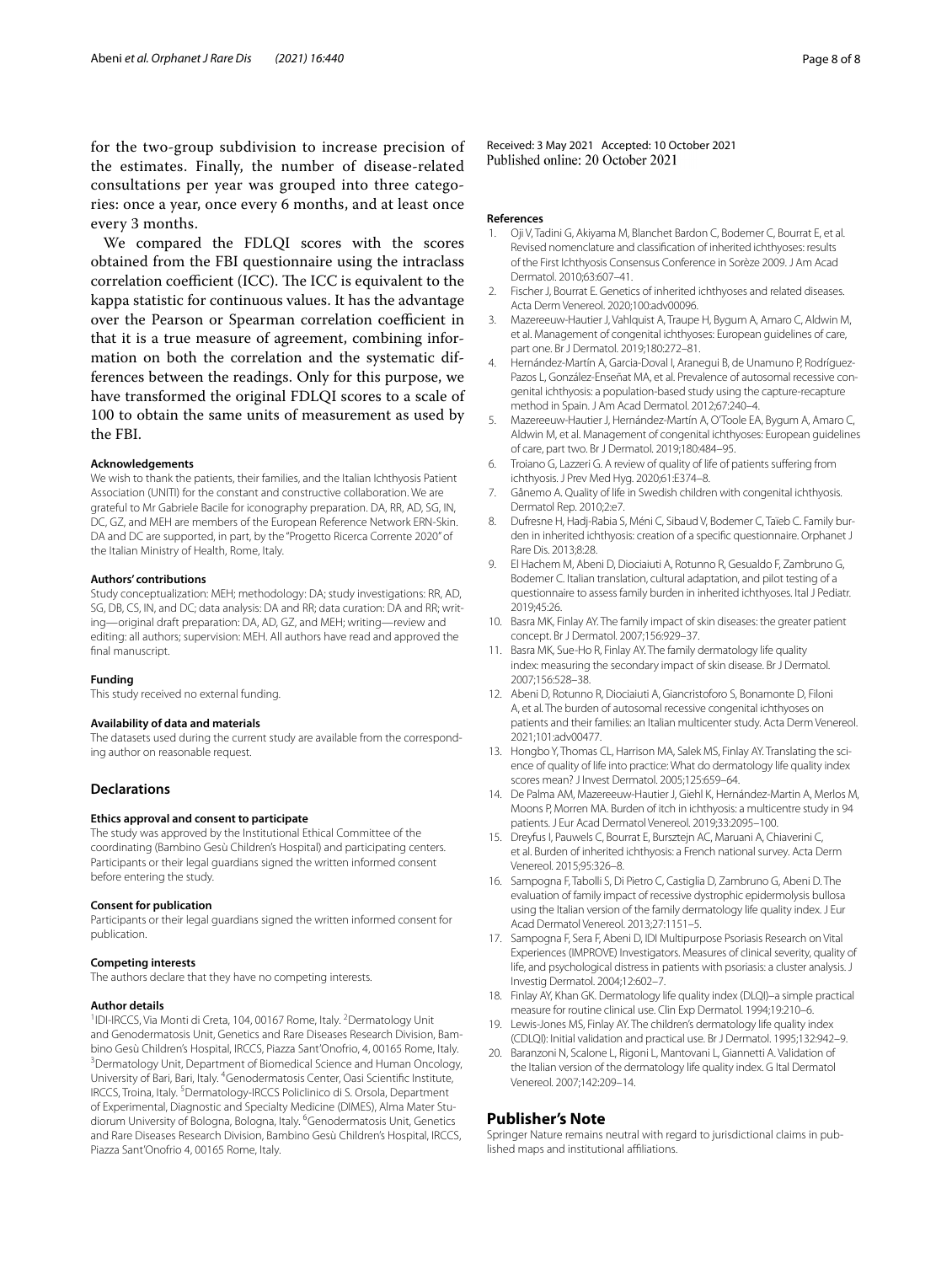for the two-group subdivision to increase precision of the estimates. Finally, the number of disease-related consultations per year was grouped into three categories: once a year, once every 6 months, and at least once every 3 months.

We compared the FDLQI scores with the scores obtained from the FBI questionnaire using the intraclass correlation coefficient (ICC). The ICC is equivalent to the kappa statistic for continuous values. It has the advantage over the Pearson or Spearman correlation coefficient in that it is a true measure of agreement, combining information on both the correlation and the systematic differences between the readings. Only for this purpose, we have transformed the original FDLQI scores to a scale of 100 to obtain the same units of measurement as used by the FBI.

#### Acknowledgements

We wish to thank the patients, their families, and the Italian Ichthyosis Patient Association (UNITI) for the constant and constructive collaboration. We are grateful to Mr Gabriele Bacile for iconography preparation. DA, RR, AD, SG, IN, DC, GZ, and MEH are members of the European Reference Network ERN-Skin. DA and DC are supported, in part, by the "Progetto Ricerca Corrente 2020" of the Italian Ministry of Health, Rome, Italy.

#### Authors' contributions

Study conceptualization: MEH; methodology: DA; study investigations: RR, AD, SG, DB, CS, IN, and DC; data analysis: DA and RR; data curation: DA and RR; writing—original draft preparation: DA, AD, GZ, and MEH; writing—review and editing: all authors; supervision: MEH. All authors have read and approved the final manuscript.

#### Funding

This study received no external funding.

#### Availability of data and materials

The datasets used during the current study are available from the corresponding author on reasonable request.

### Declarations

#### Ethics approval and consent to participate

The study was approved by the Institutional Ethical Committee of the coordinating (Bambino Gesù Children's Hospital) and participating centers. Participants or their legal guardians signed the written informed consent before entering the study.

#### Consent for publication

Participants or their legal guardians signed the written informed consent for publication.

#### Competing interests

The authors declare that they have no competing interests.

#### Author details

[1]IDI-IRCCS, Via Monti di Creta, 104, 00167 Rome, Italy. [2]Dermatology Unit and Genodermatosis Unit, Genetics and Rare Diseases Research Division, Bambino Gesù Children's Hospital, IRCCS, Piazza Sant'Onofrio, 4, 00165 Rome, Italy. [3]Dermatology Unit, Department of Biomedical Science and Human Oncology, University of Bari, Bari, Italy. [4]Genodermatosis Center, Oasi Scientific Institute, IRCCS, Troina, Italy. [5]Dermatology-IRCCS Policlinico di S. Orsola, Department of Experimental, Diagnostic and Specialty Medicine (DIMES), Alma Mater Studiorum University of Bologna, Bologna, Italy. [6]Genodermatosis Unit, Genetics and Rare Diseases Research Division, Bambino Gesù Children's Hospital, IRCCS, Piazza Sant'Onofrio 4, 00165 Rome, Italy.

Received: 3 May 2021 Accepted: 10 October 2021
Published online: 20 October 2021

#### References

1. Oji V, Tadini G, Akiyama M, Blanchet Bardon C, Bodemer C, Bourrat E, et al. Revised nomenclature and classification of inherited ichthyoses: results of the First Ichthyosis Consensus Conference in Sorèze 2009. J Am Acad Dermatol. 2010;63:607–41.
2. Fischer J, Bourrat E. Genetics of inherited ichthyoses and related diseases. Acta Derm Venereol. 2020;100:adv00096.
3. Mazereeuw-Hautier J, Vahlquist A, Traupe H, Bygum A, Amaro C, Aldwin M, et al. Management of congenital ichthyoses: European guidelines of care, part one. Br J Dermatol. 2019;180:272–81.
4. Hernández-Martín A, Garcia-Doval I, Aranegui B, de Unamuno P, Rodríguez-Pazos L, González-Enseñat MA, et al. Prevalence of autosomal recessive congenital ichthyosis: a population-based study using the capture-recapture method in Spain. J Am Acad Dermatol. 2012;67:240–4.
5. Mazereeuw-Hautier J, Hernández-Martín A, O'Toole EA, Bygum A, Amaro C, Aldwin M, et al. Management of congenital ichthyoses: European guidelines of care, part two. Br J Dermatol. 2019;180:484–95.
6. Troiano G, Lazzeri G. A review of quality of life of patients suffering from ichthyosis. J Prev Med Hyg. 2020;61:E374–8.
7. Gånemo A. Quality of life in Swedish children with congenital ichthyosis. Dermatol Rep. 2010;2:e7.
8. Dufresne H, Hadj-Rabia S, Méni C, Sibaud V, Bodemer C, Taïeb C. Family burden in inherited ichthyosis: creation of a specific questionnaire. Orphanet J Rare Dis. 2013;8:28.
9. El Hachem M, Abeni D, Diociaiuti A, Rotunno R, Gesualdo F, Zambruno G, Bodemer C. Italian translation, cultural adaptation, and pilot testing of a questionnaire to assess family burden in inherited ichthyoses. Ital J Pediatr. 2019;45:26.
10. Basra MK, Finlay AY. The family impact of skin diseases: the greater patient concept. Br J Dermatol. 2007;156:929–37.
11. Basra MK, Sue-Ho R, Finlay AY. The family dermatology life quality index: measuring the secondary impact of skin disease. Br J Dermatol. 2007;156:528–38.
12. Abeni D, Rotunno R, Diociaiuti A, Giancristoforo S, Bonamonte D, Filoni A, et al. The burden of autosomal recessive congenital ichthyoses on patients and their families: an Italian multicenter study. Acta Derm Venereol. 2021;101:adv00477.
13. Hongbo Y, Thomas CL, Harrison MA, Salek MS, Finlay AY. Translating the science of quality of life into practice: What do dermatology life quality index scores mean? J Invest Dermatol. 2005;125:659–64.
14. De Palma AM, Mazereeuw-Hautier J, Giehl K, Hernández-Martin A, Merlos M, Moons P, Morren MA. Burden of itch in ichthyosis: a multicentre study in 94 patients. J Eur Acad Dermatol Venereol. 2019;33:2095–100.
15. Dreyfus I, Pauwels C, Bourrat E, Bursztejn AC, Maruani A, Chiaverini C, et al. Burden of inherited ichthyosis: a French national survey. Acta Derm Venereol. 2015;95:326–8.
16. Sampogna F, Tabolli S, Di Pietro C, Castiglia D, Zambruno G, Abeni D. The evaluation of family impact of recessive dystrophic epidermolysis bullosa using the Italian version of the family dermatology life quality index. J Eur Acad Dermatol Venereol. 2013;27:1151–5.
17. Sampogna F, Sera F, Abeni D, IDI Multipurpose Psoriasis Research on Vital Experiences (IMPROVE) Investigators. Measures of clinical severity, quality of life, and psychological distress in patients with psoriasis: a cluster analysis. J Investig Dermatol. 2004;12:602–7.
18. Finlay AY, Khan GK. Dermatology life quality index (DLQI)–a simple practical measure for routine clinical use. Clin Exp Dermatol. 1994;19:210–6.
19. Lewis-Jones MS, Finlay AY. The children's dermatology life quality index (CDLQI): Initial validation and practical use. Br J Dermatol. 1995;132:942–9.
20. Baranzoni N, Scalone L, Rigoni L, Mantovani L, Giannetti A. Validation of the Italian version of the dermatology life quality index. G Ital Dermatol Venereol. 2007;142:209–14.

## Publisher's Note

Springer Nature remains neutral with regard to jurisdictional claims in published maps and institutional affiliations.